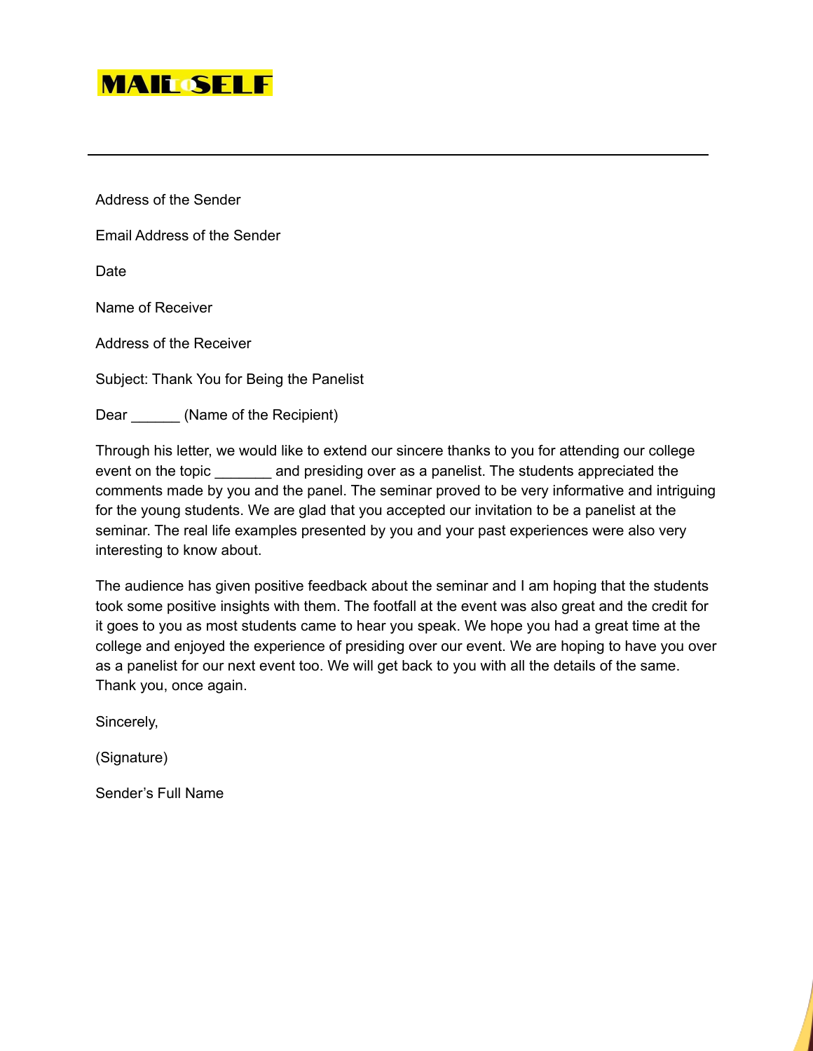MAIL TO SELF

---

Address of the Sender

Email Address of the Sender

Date

Name of Receiver

Address of the Receiver

Subject: Thank You for Being the Panelist

Dear ______ (Name of the Recipient)

Through his letter, we would like to extend our sincere thanks to you for attending our college event on the topic _______ and presiding over as a panelist. The students appreciated the comments made by you and the panel. The seminar proved to be very informative and intriguing for the young students. We are glad that you accepted our invitation to be a panelist at the seminar. The real life examples presented by you and your past experiences were also very interesting to know about.

The audience has given positive feedback about the seminar and I am hoping that the students took some positive insights with them. The footfall at the event was also great and the credit for it goes to you as most students came to hear you speak. We hope you had a great time at the college and enjoyed the experience of presiding over our event. We are hoping to have you over as a panelist for our next event too. We will get back to you with all the details of the same. Thank you, once again.

Sincerely,

(Signature)

Sender's Full Name